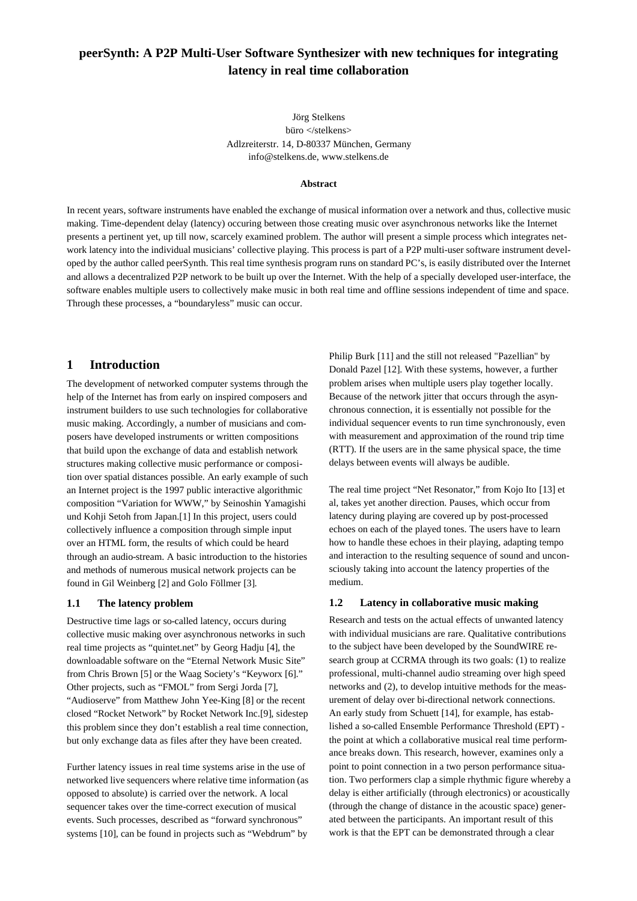# peerSynth: A P2P Multi-User Software Synthesizer with new techniques for integrating latency in real time collaboration

Jörg Stelkens
büro </stelkens>
Adlzreiterstr. 14, D-80337 München, Germany
info@stelkens.de, www.stelkens.de

**Abstract**

In recent years, software instruments have enabled the exchange of musical information over a network and thus, collective music making. Time-dependent delay (latency) occuring between those creating music over asynchronous networks like the Internet presents a pertinent yet, up till now, scarcely examined problem. The author will present a simple process which integrates network latency into the individual musicians' collective playing. This process is part of a P2P multi-user software instrument developed by the author called peerSynth. This real time synthesis program runs on standard PC's, is easily distributed over the Internet and allows a decentralized P2P network to be built up over the Internet. With the help of a specially developed user-interface, the software enables multiple users to collectively make music in both real time and offline sessions independent of time and space. Through these processes, a "boundaryless" music can occur.

## 1 Introduction

The development of networked computer systems through the help of the Internet has from early on inspired composers and instrument builders to use such technologies for collaborative music making. Accordingly, a number of musicians and composers have developed instruments or written compositions that build upon the exchange of data and establish network structures making collective music performance or composition over spatial distances possible. An early example of such an Internet project is the 1997 public interactive algorithmic composition "Variation for WWW," by Seinoshin Yamagishi und Kohji Setoh from Japan.[1] In this project, users could collectively influence a composition through simple input over an HTML form, the results of which could be heard through an audio-stream. A basic introduction to the histories and methods of numerous musical network projects can be found in Gil Weinberg [2] and Golo Föllmer [3].

### 1.1 The latency problem

Destructive time lags or so-called latency, occurs during collective music making over asynchronous networks in such real time projects as "quintet.net" by Georg Hadju [4], the downloadable software on the "Eternal Network Music Site" from Chris Brown [5] or the Waag Society's "Keyworx [6]." Other projects, such as "FMOL" from Sergi Jorda [7], "Audioserve" from Matthew John Yee-King [8] or the recent closed "Rocket Network" by Rocket Network Inc.[9], sidestep this problem since they don't establish a real time connection, but only exchange data as files after they have been created.

Further latency issues in real time systems arise in the use of networked live sequencers where relative time information (as opposed to absolute) is carried over the network. A local sequencer takes over the time-correct execution of musical events. Such processes, described as "forward synchronous" systems [10], can be found in projects such as "Webdrum" by Philip Burk [11] and the still not released "Pazellian" by Donald Pazel [12]. With these systems, however, a further problem arises when multiple users play together locally. Because of the network jitter that occurs through the asynchronous connection, it is essentially not possible for the individual sequencer events to run time synchronously, even with measurement and approximation of the round trip time (RTT). If the users are in the same physical space, the time delays between events will always be audible.

The real time project "Net Resonator," from Kojo Ito [13] et al, takes yet another direction. Pauses, which occur from latency during playing are covered up by post-processed echoes on each of the played tones. The users have to learn how to handle these echoes in their playing, adapting tempo and interaction to the resulting sequence of sound and unconsciously taking into account the latency properties of the medium.

### 1.2 Latency in collaborative music making

Research and tests on the actual effects of unwanted latency with individual musicians are rare. Qualitative contributions to the subject have been developed by the SoundWIRE research group at CCRMA through its two goals: (1) to realize professional, multi-channel audio streaming over high speed networks and (2), to develop intuitive methods for the measurement of delay over bi-directional network connections. An early study from Schuett [14], for example, has established a so-called Ensemble Performance Threshold (EPT) - the point at which a collaborative musical real time performance breaks down. This research, however, examines only a point to point connection in a two person performance situation. Two performers clap a simple rhythmic figure whereby a delay is either artificially (through electronics) or acoustically (through the change of distance in the acoustic space) generated between the participants. An important result of this work is that the EPT can be demonstrated through a clear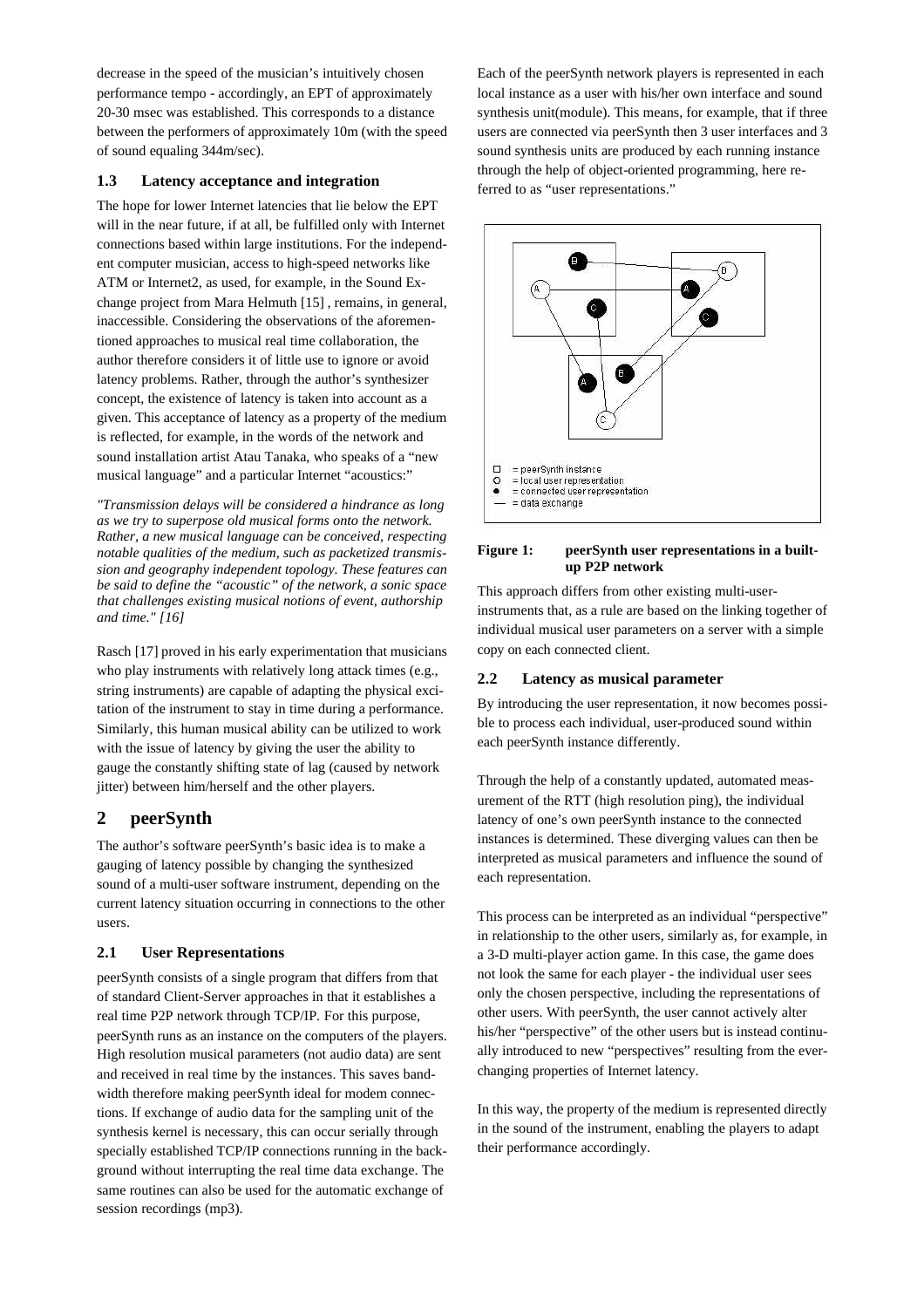decrease in the speed of the musician's intuitively chosen performance tempo - accordingly, an EPT of approximately 20-30 msec was established. This corresponds to a distance between the performers of approximately 10m (with the speed of sound equaling 344m/sec).

### 1.3 Latency acceptance and integration

The hope for lower Internet latencies that lie below the EPT will in the near future, if at all, be fulfilled only with Internet connections based within large institutions. For the independent computer musician, access to high-speed networks like ATM or Internet2, as used, for example, in the Sound Exchange project from Mara Helmuth [15] , remains, in general, inaccessible. Considering the observations of the aforementioned approaches to musical real time collaboration, the author therefore considers it of little use to ignore or avoid latency problems. Rather, through the author's synthesizer concept, the existence of latency is taken into account as a given. This acceptance of latency as a property of the medium is reflected, for example, in the words of the network and sound installation artist Atau Tanaka, who speaks of a "new musical language" and a particular Internet "acoustics:"

*"Transmission delays will be considered a hindrance as long as we try to superpose old musical forms onto the network. Rather, a new musical language can be conceived, respecting notable qualities of the medium, such as packetized transmission and geography independent topology. These features can be said to define the "acoustic" of the network, a sonic space that challenges existing musical notions of event, authorship and time." [16]*

Rasch [17] proved in his early experimentation that musicians who play instruments with relatively long attack times (e.g., string instruments) are capable of adapting the physical excitation of the instrument to stay in time during a performance. Similarly, this human musical ability can be utilized to work with the issue of latency by giving the user the ability to gauge the constantly shifting state of lag (caused by network jitter) between him/herself and the other players.

## 2 peerSynth

The author's software peerSynth's basic idea is to make a gauging of latency possible by changing the synthesized sound of a multi-user software instrument, depending on the current latency situation occurring in connections to the other users.

### 2.1 User Representations

peerSynth consists of a single program that differs from that of standard Client-Server approaches in that it establishes a real time P2P network through TCP/IP. For this purpose, peerSynth runs as an instance on the computers of the players. High resolution musical parameters (not audio data) are sent and received in real time by the instances. This saves bandwidth therefore making peerSynth ideal for modem connections. If exchange of audio data for the sampling unit of the synthesis kernel is necessary, this can occur serially through specially established TCP/IP connections running in the background without interrupting the real time data exchange. The same routines can also be used for the automatic exchange of session recordings (mp3).

Each of the peerSynth network players is represented in each local instance as a user with his/her own interface and sound synthesis unit(module). This means, for example, that if three users are connected via peerSynth then 3 user interfaces and 3 sound synthesis units are produced by each running instance through the help of object-oriented programming, here referred to as "user representations."

□ = peerSynth instance
○ = local user representation
● = connected user representation
— = data exchange

**Figure 1: peerSynth user representations in a built-up P2P network**

This approach differs from other existing multi-user-instruments that, as a rule are based on the linking together of individual musical user parameters on a server with a simple copy on each connected client.

### 2.2 Latency as musical parameter

By introducing the user representation, it now becomes possible to process each individual, user-produced sound within each peerSynth instance differently.

Through the help of a constantly updated, automated measurement of the RTT (high resolution ping), the individual latency of one's own peerSynth instance to the connected instances is determined. These diverging values can then be interpreted as musical parameters and influence the sound of each representation.

This process can be interpreted as an individual "perspective" in relationship to the other users, similarly as, for example, in a 3-D multi-player action game. In this case, the game does not look the same for each player - the individual user sees only the chosen perspective, including the representations of other users. With peerSynth, the user cannot actively alter his/her "perspective" of the other users but is instead continually introduced to new "perspectives" resulting from the ever-changing properties of Internet latency.

In this way, the property of the medium is represented directly in the sound of the instrument, enabling the players to adapt their performance accordingly.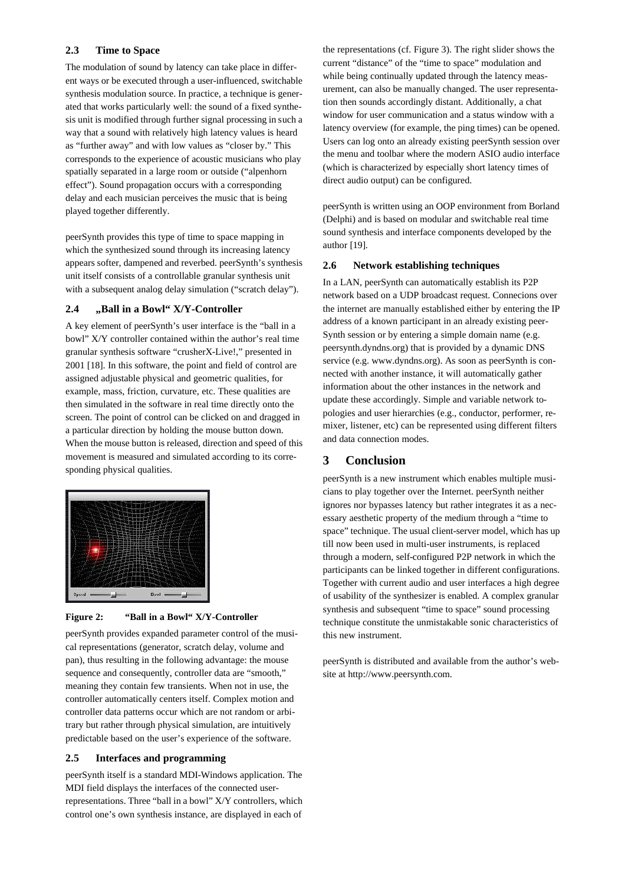### 2.3 Time to Space

The modulation of sound by latency can take place in different ways or be executed through a user-influenced, switchable synthesis modulation source. In practice, a technique is generated that works particularly well: the sound of a fixed synthesis unit is modified through further signal processing in such a way that a sound with relatively high latency values is heard as "further away" and with low values as "closer by." This corresponds to the experience of acoustic musicians who play spatially separated in a large room or outside ("alpenhorn effect"). Sound propagation occurs with a corresponding delay and each musician perceives the music that is being played together differently.

peerSynth provides this type of time to space mapping in which the synthesized sound through its increasing latency appears softer, dampened and reverbed. peerSynth's synthesis unit itself consists of a controllable granular synthesis unit with a subsequent analog delay simulation ("scratch delay").

### 2.4 „Ball in a Bowl“ X/Y-Controller

A key element of peerSynth's user interface is the "ball in a bowl" X/Y controller contained within the author's real time granular synthesis software "crusherX-Live!," presented in 2001 [18]. In this software, the point and field of control are assigned adjustable physical and geometric qualities, for example, mass, friction, curvature, etc. These qualities are then simulated in the software in real time directly onto the screen. The point of control can be clicked on and dragged in a particular direction by holding the mouse button down. When the mouse button is released, direction and speed of this movement is measured and simulated according to its corresponding physical qualities.

**Figure 2: "Ball in a Bowl“ X/Y-Controller**

peerSynth provides expanded parameter control of the musical representations (generator, scratch delay, volume and pan), thus resulting in the following advantage: the mouse sequence and consequently, controller data are "smooth," meaning they contain few transients. When not in use, the controller automatically centers itself. Complex motion and controller data patterns occur which are not random or arbitrary but rather through physical simulation, are intuitively predictable based on the user's experience of the software.

### 2.5 Interfaces and programming

peerSynth itself is a standard MDI-Windows application. The MDI field displays the interfaces of the connected user-representations. Three "ball in a bowl" X/Y controllers, which control one's own synthesis instance, are displayed in each of the representations (cf. Figure 3). The right slider shows the current "distance" of the "time to space" modulation and while being continually updated through the latency measurement, can also be manually changed. The user representation then sounds accordingly distant. Additionally, a chat window for user communication and a status window with a latency overview (for example, the ping times) can be opened. Users can log onto an already existing peerSynth session over the menu and toolbar where the modern ASIO audio interface (which is characterized by especially short latency times of direct audio output) can be configured.

peerSynth is written using an OOP environment from Borland (Delphi) and is based on modular and switchable real time sound synthesis and interface components developed by the author [19].

### 2.6 Network establishing techniques

In a LAN, peerSynth can automatically establish its P2P network based on a UDP broadcast request. Connecions over the internet are manually established either by entering the IP address of a known participant in an already existing peerSynth session or by entering a simple domain name (e.g. peersynth.dyndns.org) that is provided by a dynamic DNS service (e.g. www.dyndns.org). As soon as peerSynth is connected with another instance, it will automatically gather information about the other instances in the network and update these accordingly. Simple and variable network topologies and user hierarchies (e.g., conductor, performer, remixer, listener, etc) can be represented using different filters and data connection modes.

## 3 Conclusion

peerSynth is a new instrument which enables multiple musicians to play together over the Internet. peerSynth neither ignores nor bypasses latency but rather integrates it as a necessary aesthetic property of the medium through a "time to space" technique. The usual client-server model, which has up till now been used in multi-user instruments, is replaced through a modern, self-configured P2P network in which the participants can be linked together in different configurations. Together with current audio and user interfaces a high degree of usability of the synthesizer is enabled. A complex granular synthesis and subsequent "time to space" sound processing technique constitute the unmistakable sonic characteristics of this new instrument.

peerSynth is distributed and available from the author's website at http://www.peersynth.com.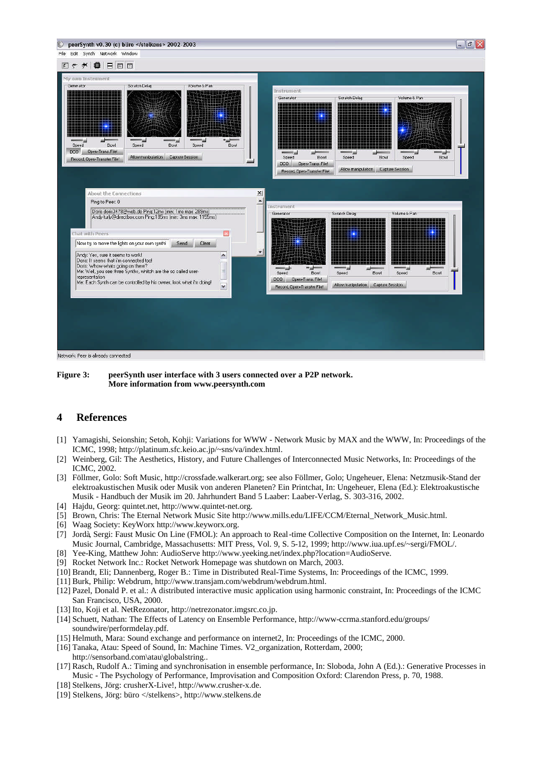**Figure 3:** **peerSynth user interface with 3 users connected over a P2P network. More information from www.peersynth.com**

## 4 References

[1] Yamagishi, Seionshin; Setoh, Kohji: Variations for WWW - Network Music by MAX and the WWW, In: Proceedings of the ICMC, 1998; http://platinum.sfc.keio.ac.jp/~sns/va/index.html.

[2] Weinberg, Gil: The Aesthetics, History, and Future Challenges of Interconnected Music Networks, In: Proceedings of the ICMC, 2002.

[3] Föllmer, Golo: Soft Music, http://crossfade.walkerart.org; see also Föllmer, Golo; Ungeheuer, Elena: Netzmusik-Stand der elektroakustischen Musik oder Musik von anderen Planeten? Ein Printchat, In: Ungeheuer, Elena (Ed.): Elektroakustische Musik - Handbuch der Musik im 20. Jahrhundert Band 5 Laaber: Laaber-Verlag, S. 303-316, 2002.

[4] Hajdu, Georg: quintet.net, http://www.quintet-net.org.

[5] Brown, Chris: The Eternal Network Music Site http://www.mills.edu/LIFE/CCM/Eternal_Network_Music.html.

[6] Waag Society: KeyWorx http://www.keyworx.org.

[7] Jordà, Sergi: Faust Music On Line (FMOL): An approach to Real-time Collective Composition on the Internet, In: Leonardo Music Journal, Cambridge, Massachusetts: MIT Press, Vol. 9, S. 5-12, 1999; http://www.iua.upf.es/~sergi/FMOL/.

[8] Yee-King, Matthew John: AudioServe http://www.yeeking.net/index.php?location=AudioServe.

[9] Rocket Network Inc.: Rocket Network Homepage was shutdown on March, 2003.

[10] Brandt, Eli; Dannenberg, Roger B.: Time in Distributed Real-Time Systems, In: Proceedings of the ICMC, 1999.

[11] Burk, Philip: Webdrum, http://www.transjam.com/webdrum/webdrum.html.

[12] Pazel, Donald P. et al.: A distributed interactive music application using harmonic constraint, In: Proceedings of the ICMC San Francisco, USA, 2000.

[13] Ito, Koji et al. NetRezonator, http://netrezonator.imgsrc.co.jp.

[14] Schuett, Nathan: The Effects of Latency on Ensemble Performance, http://www-ccrma.stanford.edu/groups/soundwire/performdelay.pdf.

[15] Helmuth, Mara: Sound exchange and performance on internet2, In: Proceedings of the ICMC, 2000.

[16] Tanaka, Atau: Speed of Sound, In: Machine Times. V2_organization, Rotterdam, 2000; http://sensorband.com\atau\globalstring..

[17] Rasch, Rudolf A.: Timing and synchronisation in ensemble performance, In: Sloboda, John A (Ed.).: Generative Processes in Music - The Psychology of Performance, Improvisation and Composition Oxford: Clarendon Press, p. 70, 1988.

[18] Stelkens, Jörg: crusherX-Live!, http://www.crusher-x.de.

[19] Stelkens, Jörg: büro </stelkens>, http://www.stelkens.de